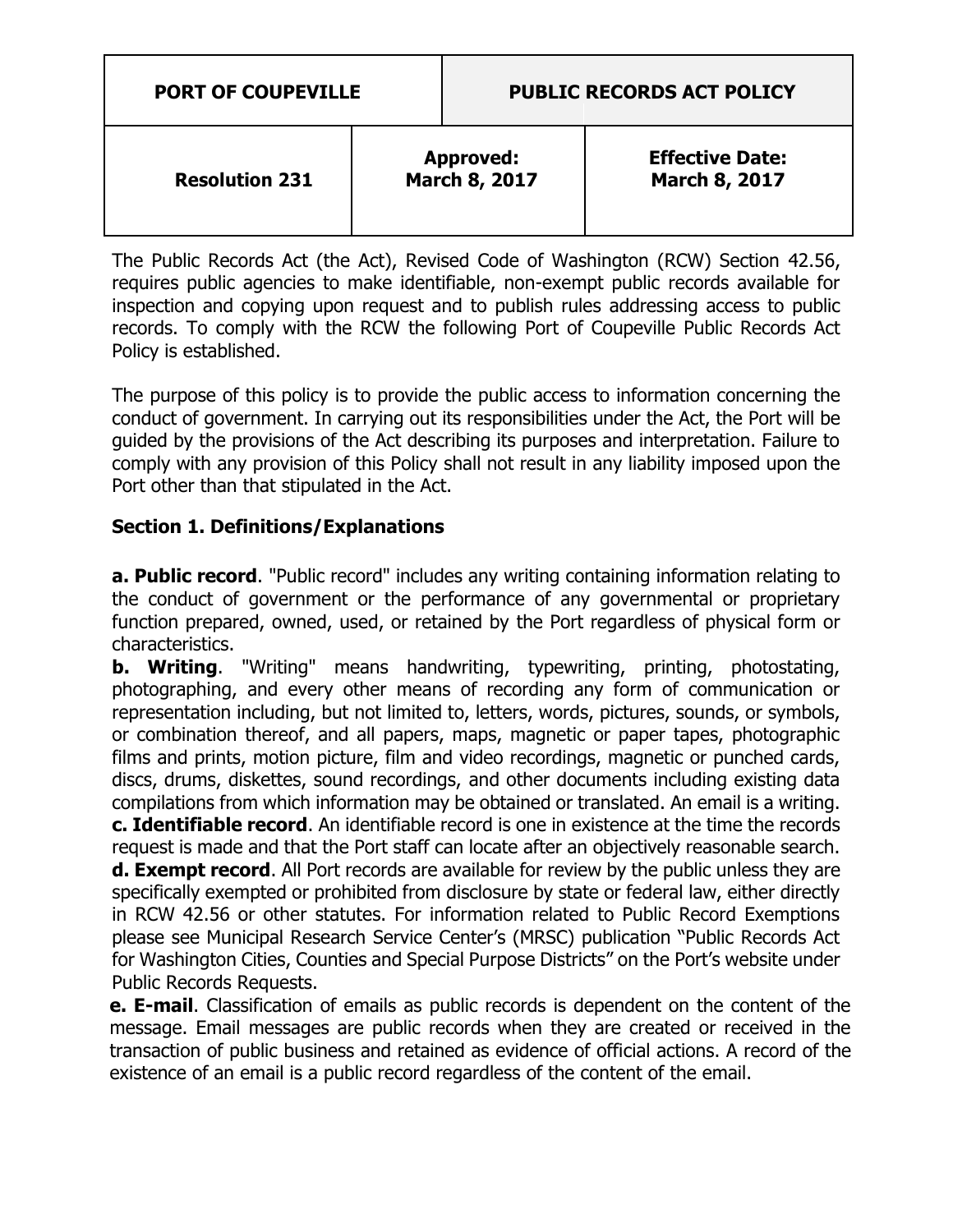| PORT OF COUPEVILLE | | PUBLIC RECORDS ACT POLICY |
| --- | --- | --- |
| **Resolution 231** | **Approved:** **March 8, 2017** | **Effective Date:** **March 8, 2017** |

The Public Records Act (the Act), Revised Code of Washington (RCW) Section 42.56, requires public agencies to make identifiable, non-exempt public records available for inspection and copying upon request and to publish rules addressing access to public records. To comply with the RCW the following Port of Coupeville Public Records Act Policy is established.

The purpose of this policy is to provide the public access to information concerning the conduct of government. In carrying out its responsibilities under the Act, the Port will be guided by the provisions of the Act describing its purposes and interpretation. Failure to comply with any provision of this Policy shall not result in any liability imposed upon the Port other than that stipulated in the Act.

## Section 1. Definitions/Explanations

**a. Public record**. "Public record" includes any writing containing information relating to the conduct of government or the performance of any governmental or proprietary function prepared, owned, used, or retained by the Port regardless of physical form or characteristics.

**b. Writing**. "Writing" means handwriting, typewriting, printing, photostating, photographing, and every other means of recording any form of communication or representation including, but not limited to, letters, words, pictures, sounds, or symbols, or combination thereof, and all papers, maps, magnetic or paper tapes, photographic films and prints, motion picture, film and video recordings, magnetic or punched cards, discs, drums, diskettes, sound recordings, and other documents including existing data compilations from which information may be obtained or translated. An email is a writing.

**c. Identifiable record**. An identifiable record is one in existence at the time the records request is made and that the Port staff can locate after an objectively reasonable search.

**d. Exempt record**. All Port records are available for review by the public unless they are specifically exempted or prohibited from disclosure by state or federal law, either directly in RCW 42.56 or other statutes. For information related to Public Record Exemptions please see Municipal Research Service Center's (MRSC) publication "Public Records Act for Washington Cities, Counties and Special Purpose Districts" on the Port's website under Public Records Requests.

**e. E-mail**. Classification of emails as public records is dependent on the content of the message. Email messages are public records when they are created or received in the transaction of public business and retained as evidence of official actions. A record of the existence of an email is a public record regardless of the content of the email.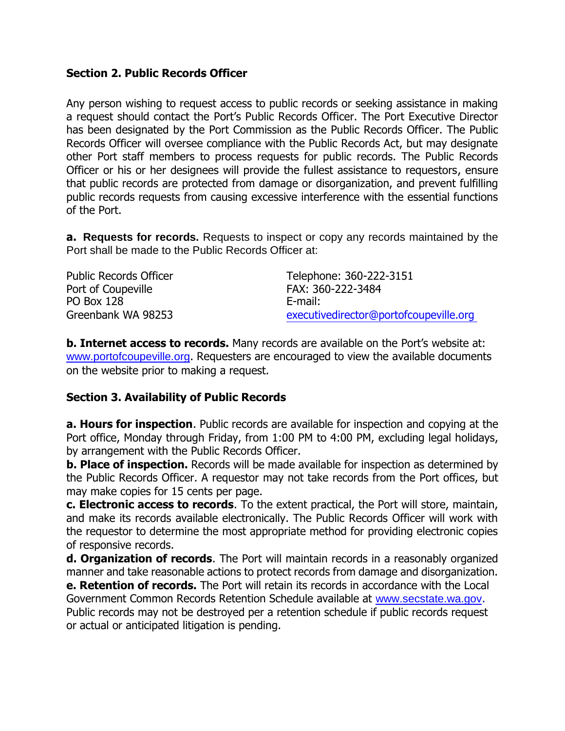**Section 2. Public Records Officer**

Any person wishing to request access to public records or seeking assistance in making a request should contact the Port's Public Records Officer. The Port Executive Director has been designated by the Port Commission as the Public Records Officer. The Public Records Officer will oversee compliance with the Public Records Act, but may designate other Port staff members to process requests for public records. The Public Records Officer or his or her designees will provide the fullest assistance to requestors, ensure that public records are protected from damage or disorganization, and prevent fulfilling public records requests from causing excessive interference with the essential functions of the Port.

**a. Requests for records.** Requests to inspect or copy any records maintained by the Port shall be made to the Public Records Officer at:

Public Records Officer
Port of Coupeville
PO Box 128
Greenbank WA 98253

Telephone: 360-222-3151
FAX: 360-222-3484
E-mail:
executivedirector@portofcoupeville.org

**b. Internet access to records.** Many records are available on the Port's website at: www.portofcoupeville.org. Requesters are encouraged to view the available documents on the website prior to making a request.

**Section 3. Availability of Public Records**

**a. Hours for inspection**. Public records are available for inspection and copying at the Port office, Monday through Friday, from 1:00 PM to 4:00 PM, excluding legal holidays, by arrangement with the Public Records Officer.

**b. Place of inspection.** Records will be made available for inspection as determined by the Public Records Officer. A requestor may not take records from the Port offices, but may make copies for 15 cents per page.

**c. Electronic access to records**. To the extent practical, the Port will store, maintain, and make its records available electronically. The Public Records Officer will work with the requestor to determine the most appropriate method for providing electronic copies of responsive records.

**d. Organization of records**. The Port will maintain records in a reasonably organized manner and take reasonable actions to protect records from damage and disorganization.

**e. Retention of records.** The Port will retain its records in accordance with the Local Government Common Records Retention Schedule available at www.secstate.wa.gov. Public records may not be destroyed per a retention schedule if public records request or actual or anticipated litigation is pending.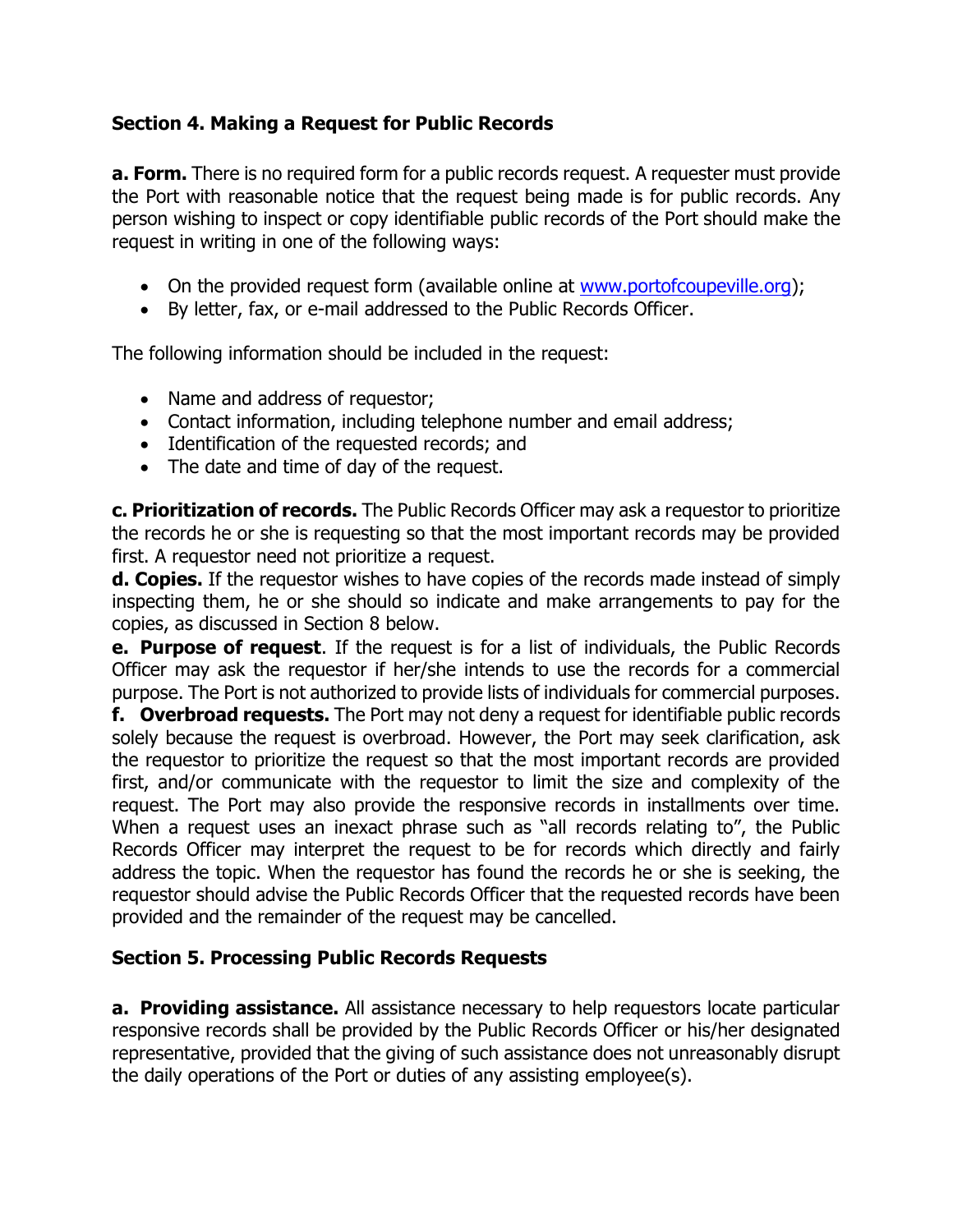## Section 4. Making a Request for Public Records

**a. Form.** There is no required form for a public records request. A requester must provide the Port with reasonable notice that the request being made is for public records. Any person wishing to inspect or copy identifiable public records of the Port should make the request in writing in one of the following ways:

- On the provided request form (available online at [www.portofcoupeville.org](http://www.portofcoupeville.org));
- By letter, fax, or e-mail addressed to the Public Records Officer.

The following information should be included in the request:

- Name and address of requestor;
- Contact information, including telephone number and email address;
- Identification of the requested records; and
- The date and time of day of the request.

**c. Prioritization of records.** The Public Records Officer may ask a requestor to prioritize the records he or she is requesting so that the most important records may be provided first. A requestor need not prioritize a request.

**d. Copies.** If the requestor wishes to have copies of the records made instead of simply inspecting them, he or she should so indicate and make arrangements to pay for the copies, as discussed in Section 8 below.

**e. Purpose of request**. If the request is for a list of individuals, the Public Records Officer may ask the requestor if her/she intends to use the records for a commercial purpose. The Port is not authorized to provide lists of individuals for commercial purposes.

**f. Overbroad requests.** The Port may not deny a request for identifiable public records solely because the request is overbroad. However, the Port may seek clarification, ask the requestor to prioritize the request so that the most important records are provided first, and/or communicate with the requestor to limit the size and complexity of the request. The Port may also provide the responsive records in installments over time. When a request uses an inexact phrase such as "all records relating to", the Public Records Officer may interpret the request to be for records which directly and fairly address the topic. When the requestor has found the records he or she is seeking, the requestor should advise the Public Records Officer that the requested records have been provided and the remainder of the request may be cancelled.

## Section 5. Processing Public Records Requests

**a. Providing assistance.** All assistance necessary to help requestors locate particular responsive records shall be provided by the Public Records Officer or his/her designated representative, provided that the giving of such assistance does not unreasonably disrupt the daily operations of the Port or duties of any assisting employee(s).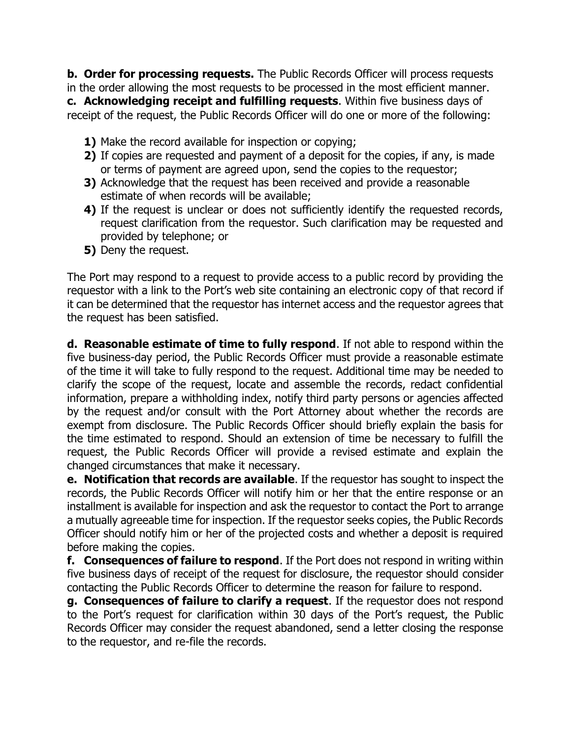**b. Order for processing requests.** The Public Records Officer will process requests in the order allowing the most requests to be processed in the most efficient manner.

**c. Acknowledging receipt and fulfilling requests**. Within five business days of receipt of the request, the Public Records Officer will do one or more of the following:

**1)** Make the record available for inspection or copying;

**2)** If copies are requested and payment of a deposit for the copies, if any, is made or terms of payment are agreed upon, send the copies to the requestor;

**3)** Acknowledge that the request has been received and provide a reasonable estimate of when records will be available;

**4)** If the request is unclear or does not sufficiently identify the requested records, request clarification from the requestor. Such clarification may be requested and provided by telephone; or

**5)** Deny the request.

The Port may respond to a request to provide access to a public record by providing the requestor with a link to the Port's web site containing an electronic copy of that record if it can be determined that the requestor has internet access and the requestor agrees that the request has been satisfied.

**d. Reasonable estimate of time to fully respond**. If not able to respond within the five business-day period, the Public Records Officer must provide a reasonable estimate of the time it will take to fully respond to the request. Additional time may be needed to clarify the scope of the request, locate and assemble the records, redact confidential information, prepare a withholding index, notify third party persons or agencies affected by the request and/or consult with the Port Attorney about whether the records are exempt from disclosure. The Public Records Officer should briefly explain the basis for the time estimated to respond. Should an extension of time be necessary to fulfill the request, the Public Records Officer will provide a revised estimate and explain the changed circumstances that make it necessary.

**e. Notification that records are available**. If the requestor has sought to inspect the records, the Public Records Officer will notify him or her that the entire response or an installment is available for inspection and ask the requestor to contact the Port to arrange a mutually agreeable time for inspection. If the requestor seeks copies, the Public Records Officer should notify him or her of the projected costs and whether a deposit is required before making the copies.

**f. Consequences of failure to respond**. If the Port does not respond in writing within five business days of receipt of the request for disclosure, the requestor should consider contacting the Public Records Officer to determine the reason for failure to respond.

**g. Consequences of failure to clarify a request**. If the requestor does not respond to the Port's request for clarification within 30 days of the Port's request, the Public Records Officer may consider the request abandoned, send a letter closing the response to the requestor, and re-file the records.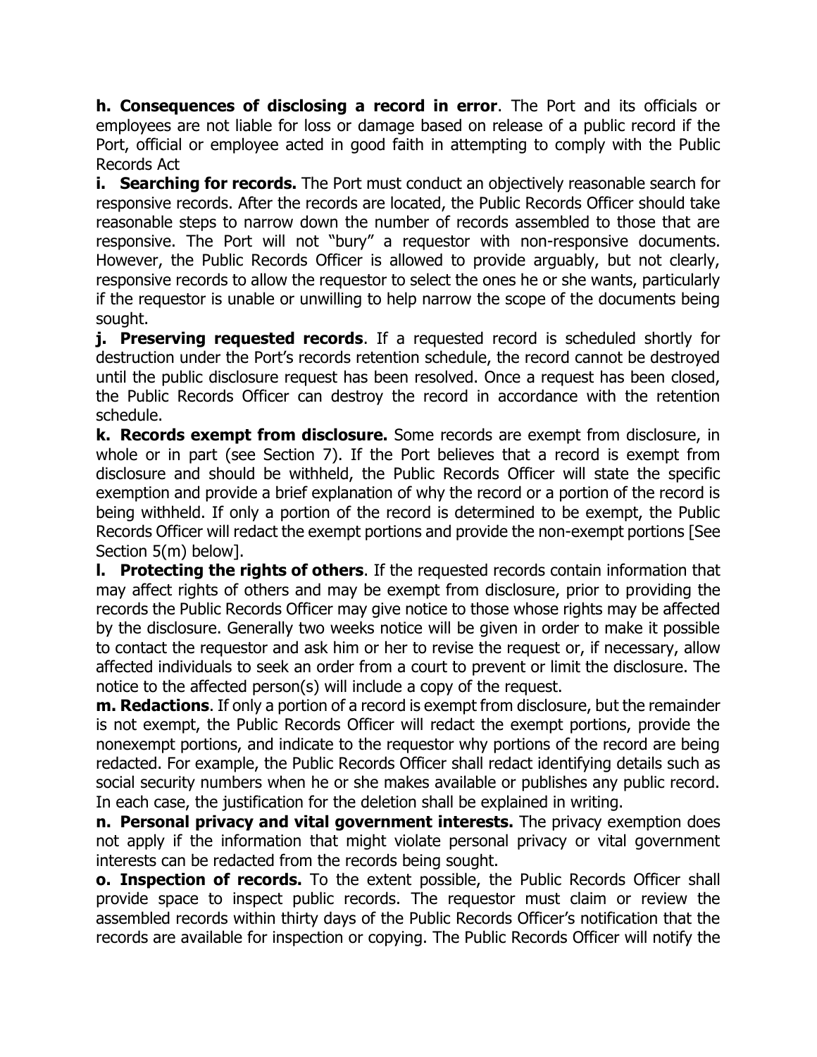**h. Consequences of disclosing a record in error**. The Port and its officials or employees are not liable for loss or damage based on release of a public record if the Port, official or employee acted in good faith in attempting to comply with the Public Records Act

**i. Searching for records.** The Port must conduct an objectively reasonable search for responsive records. After the records are located, the Public Records Officer should take reasonable steps to narrow down the number of records assembled to those that are responsive. The Port will not "bury" a requestor with non-responsive documents. However, the Public Records Officer is allowed to provide arguably, but not clearly, responsive records to allow the requestor to select the ones he or she wants, particularly if the requestor is unable or unwilling to help narrow the scope of the documents being sought.

**j. Preserving requested records**. If a requested record is scheduled shortly for destruction under the Port's records retention schedule, the record cannot be destroyed until the public disclosure request has been resolved. Once a request has been closed, the Public Records Officer can destroy the record in accordance with the retention schedule.

**k. Records exempt from disclosure.** Some records are exempt from disclosure, in whole or in part (see Section 7). If the Port believes that a record is exempt from disclosure and should be withheld, the Public Records Officer will state the specific exemption and provide a brief explanation of why the record or a portion of the record is being withheld. If only a portion of the record is determined to be exempt, the Public Records Officer will redact the exempt portions and provide the non-exempt portions [See Section 5(m) below].

**l. Protecting the rights of others**. If the requested records contain information that may affect rights of others and may be exempt from disclosure, prior to providing the records the Public Records Officer may give notice to those whose rights may be affected by the disclosure. Generally two weeks notice will be given in order to make it possible to contact the requestor and ask him or her to revise the request or, if necessary, allow affected individuals to seek an order from a court to prevent or limit the disclosure. The notice to the affected person(s) will include a copy of the request.

**m. Redactions**. If only a portion of a record is exempt from disclosure, but the remainder is not exempt, the Public Records Officer will redact the exempt portions, provide the nonexempt portions, and indicate to the requestor why portions of the record are being redacted. For example, the Public Records Officer shall redact identifying details such as social security numbers when he or she makes available or publishes any public record. In each case, the justification for the deletion shall be explained in writing.

**n. Personal privacy and vital government interests.** The privacy exemption does not apply if the information that might violate personal privacy or vital government interests can be redacted from the records being sought.

**o. Inspection of records.** To the extent possible, the Public Records Officer shall provide space to inspect public records. The requestor must claim or review the assembled records within thirty days of the Public Records Officer's notification that the records are available for inspection or copying. The Public Records Officer will notify the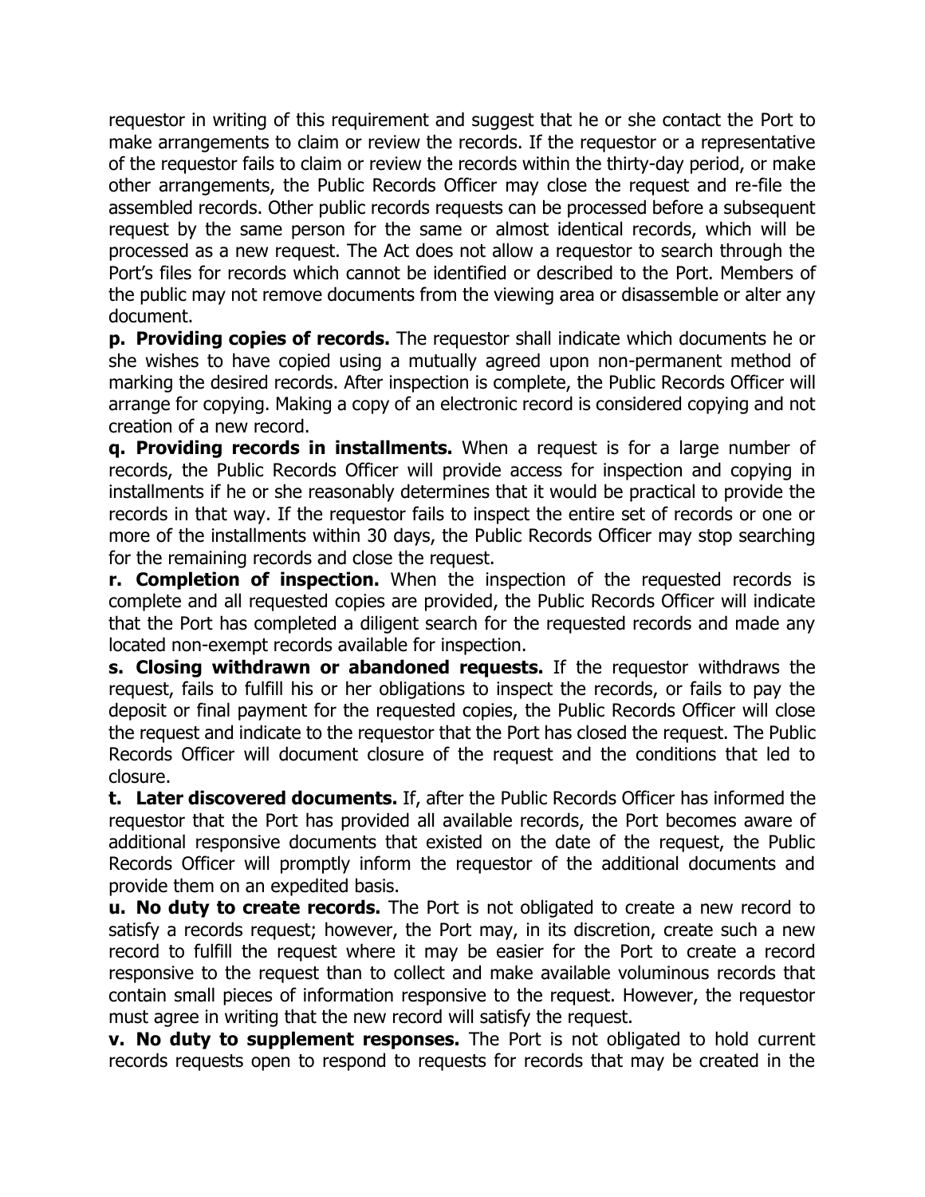requestor in writing of this requirement and suggest that he or she contact the Port to make arrangements to claim or review the records. If the requestor or a representative of the requestor fails to claim or review the records within the thirty-day period, or make other arrangements, the Public Records Officer may close the request and re-file the assembled records. Other public records requests can be processed before a subsequent request by the same person for the same or almost identical records, which will be processed as a new request. The Act does not allow a requestor to search through the Port's files for records which cannot be identified or described to the Port. Members of the public may not remove documents from the viewing area or disassemble or alter any document.

**p. Providing copies of records.** The requestor shall indicate which documents he or she wishes to have copied using a mutually agreed upon non-permanent method of marking the desired records. After inspection is complete, the Public Records Officer will arrange for copying. Making a copy of an electronic record is considered copying and not creation of a new record.

**q. Providing records in installments.** When a request is for a large number of records, the Public Records Officer will provide access for inspection and copying in installments if he or she reasonably determines that it would be practical to provide the records in that way. If the requestor fails to inspect the entire set of records or one or more of the installments within 30 days, the Public Records Officer may stop searching for the remaining records and close the request.

**r. Completion of inspection.** When the inspection of the requested records is complete and all requested copies are provided, the Public Records Officer will indicate that the Port has completed a diligent search for the requested records and made any located non-exempt records available for inspection.

**s. Closing withdrawn or abandoned requests.** If the requestor withdraws the request, fails to fulfill his or her obligations to inspect the records, or fails to pay the deposit or final payment for the requested copies, the Public Records Officer will close the request and indicate to the requestor that the Port has closed the request. The Public Records Officer will document closure of the request and the conditions that led to closure.

**t. Later discovered documents.** If, after the Public Records Officer has informed the requestor that the Port has provided all available records, the Port becomes aware of additional responsive documents that existed on the date of the request, the Public Records Officer will promptly inform the requestor of the additional documents and provide them on an expedited basis.

**u. No duty to create records.** The Port is not obligated to create a new record to satisfy a records request; however, the Port may, in its discretion, create such a new record to fulfill the request where it may be easier for the Port to create a record responsive to the request than to collect and make available voluminous records that contain small pieces of information responsive to the request. However, the requestor must agree in writing that the new record will satisfy the request.

**v. No duty to supplement responses.** The Port is not obligated to hold current records requests open to respond to requests for records that may be created in the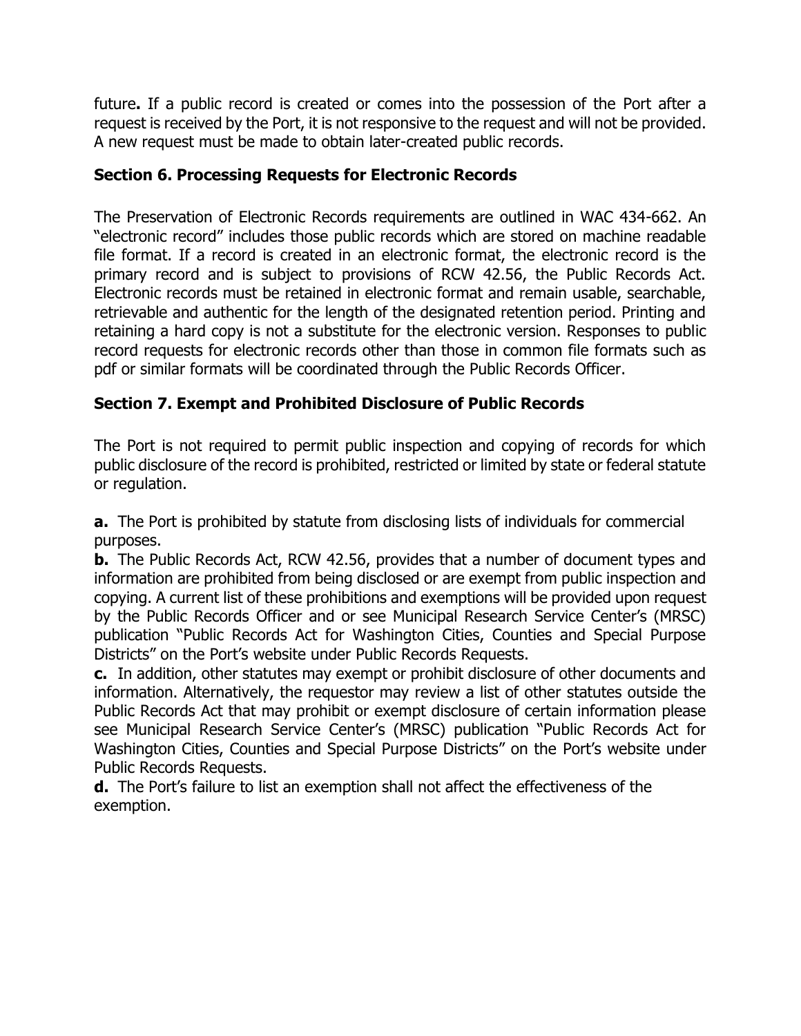future**.** If a public record is created or comes into the possession of the Port after a request is received by the Port, it is not responsive to the request and will not be provided. A new request must be made to obtain later-created public records.

### Section 6. Processing Requests for Electronic Records

The Preservation of Electronic Records requirements are outlined in WAC 434-662. An "electronic record" includes those public records which are stored on machine readable file format. If a record is created in an electronic format, the electronic record is the primary record and is subject to provisions of RCW 42.56, the Public Records Act. Electronic records must be retained in electronic format and remain usable, searchable, retrievable and authentic for the length of the designated retention period. Printing and retaining a hard copy is not a substitute for the electronic version. Responses to public record requests for electronic records other than those in common file formats such as pdf or similar formats will be coordinated through the Public Records Officer.

### Section 7. Exempt and Prohibited Disclosure of Public Records

The Port is not required to permit public inspection and copying of records for which public disclosure of the record is prohibited, restricted or limited by state or federal statute or regulation.

**a.** The Port is prohibited by statute from disclosing lists of individuals for commercial purposes.
**b.** The Public Records Act, RCW 42.56, provides that a number of document types and information are prohibited from being disclosed or are exempt from public inspection and copying. A current list of these prohibitions and exemptions will be provided upon request by the Public Records Officer and or see Municipal Research Service Center's (MRSC) publication "Public Records Act for Washington Cities, Counties and Special Purpose Districts" on the Port's website under Public Records Requests.
**c.** In addition, other statutes may exempt or prohibit disclosure of other documents and information. Alternatively, the requestor may review a list of other statutes outside the Public Records Act that may prohibit or exempt disclosure of certain information please see Municipal Research Service Center's (MRSC) publication "Public Records Act for Washington Cities, Counties and Special Purpose Districts" on the Port's website under Public Records Requests.
**d.** The Port's failure to list an exemption shall not affect the effectiveness of the exemption.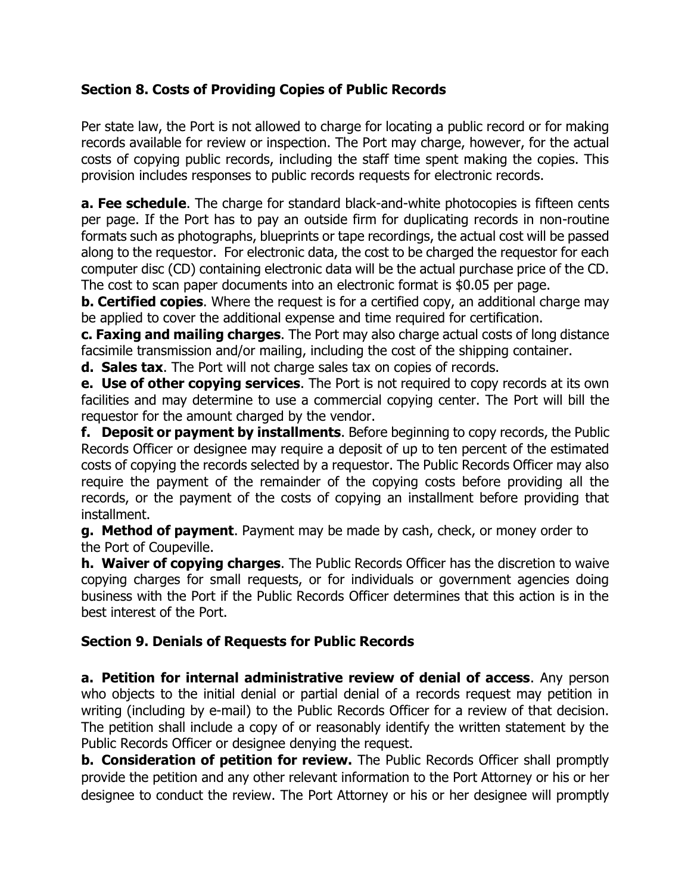## Section 8. Costs of Providing Copies of Public Records

Per state law, the Port is not allowed to charge for locating a public record or for making records available for review or inspection. The Port may charge, however, for the actual costs of copying public records, including the staff time spent making the copies. This provision includes responses to public records requests for electronic records.

**a. Fee schedule**. The charge for standard black-and-white photocopies is fifteen cents per page. If the Port has to pay an outside firm for duplicating records in non-routine formats such as photographs, blueprints or tape recordings, the actual cost will be passed along to the requestor. For electronic data, the cost to be charged the requestor for each computer disc (CD) containing electronic data will be the actual purchase price of the CD. The cost to scan paper documents into an electronic format is $0.05 per page.

**b. Certified copies**. Where the request is for a certified copy, an additional charge may be applied to cover the additional expense and time required for certification.

**c. Faxing and mailing charges**. The Port may also charge actual costs of long distance facsimile transmission and/or mailing, including the cost of the shipping container.

**d. Sales tax**. The Port will not charge sales tax on copies of records.

**e. Use of other copying services**. The Port is not required to copy records at its own facilities and may determine to use a commercial copying center. The Port will bill the requestor for the amount charged by the vendor.

**f. Deposit or payment by installments**. Before beginning to copy records, the Public Records Officer or designee may require a deposit of up to ten percent of the estimated costs of copying the records selected by a requestor. The Public Records Officer may also require the payment of the remainder of the copying costs before providing all the records, or the payment of the costs of copying an installment before providing that installment.

**g. Method of payment**. Payment may be made by cash, check, or money order to the Port of Coupeville.

**h. Waiver of copying charges**. The Public Records Officer has the discretion to waive copying charges for small requests, or for individuals or government agencies doing business with the Port if the Public Records Officer determines that this action is in the best interest of the Port.

## Section 9. Denials of Requests for Public Records

**a. Petition for internal administrative review of denial of access**. Any person who objects to the initial denial or partial denial of a records request may petition in writing (including by e-mail) to the Public Records Officer for a review of that decision. The petition shall include a copy of or reasonably identify the written statement by the Public Records Officer or designee denying the request.

**b. Consideration of petition for review.** The Public Records Officer shall promptly provide the petition and any other relevant information to the Port Attorney or his or her designee to conduct the review. The Port Attorney or his or her designee will promptly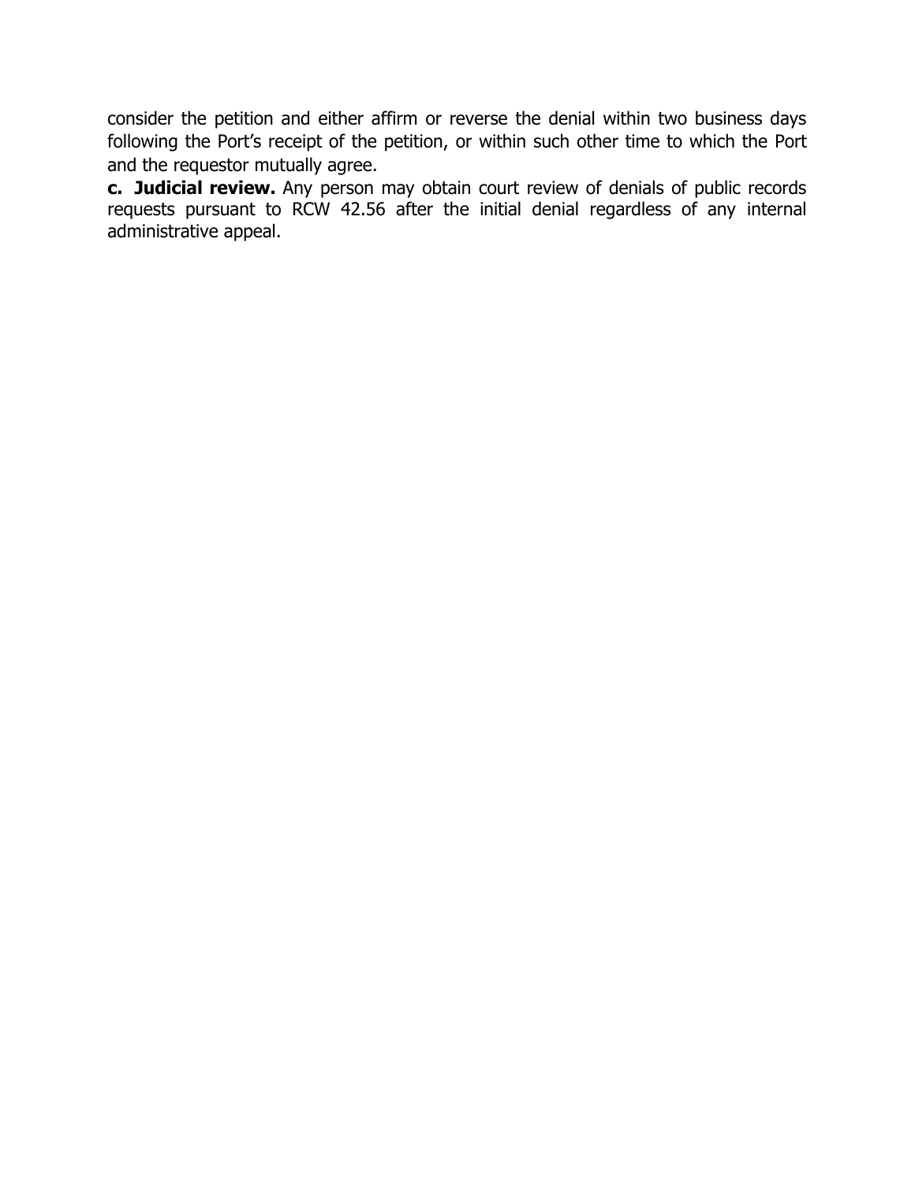consider the petition and either affirm or reverse the denial within two business days following the Port's receipt of the petition, or within such other time to which the Port and the requestor mutually agree.

**c. Judicial review.** Any person may obtain court review of denials of public records requests pursuant to RCW 42.56 after the initial denial regardless of any internal administrative appeal.